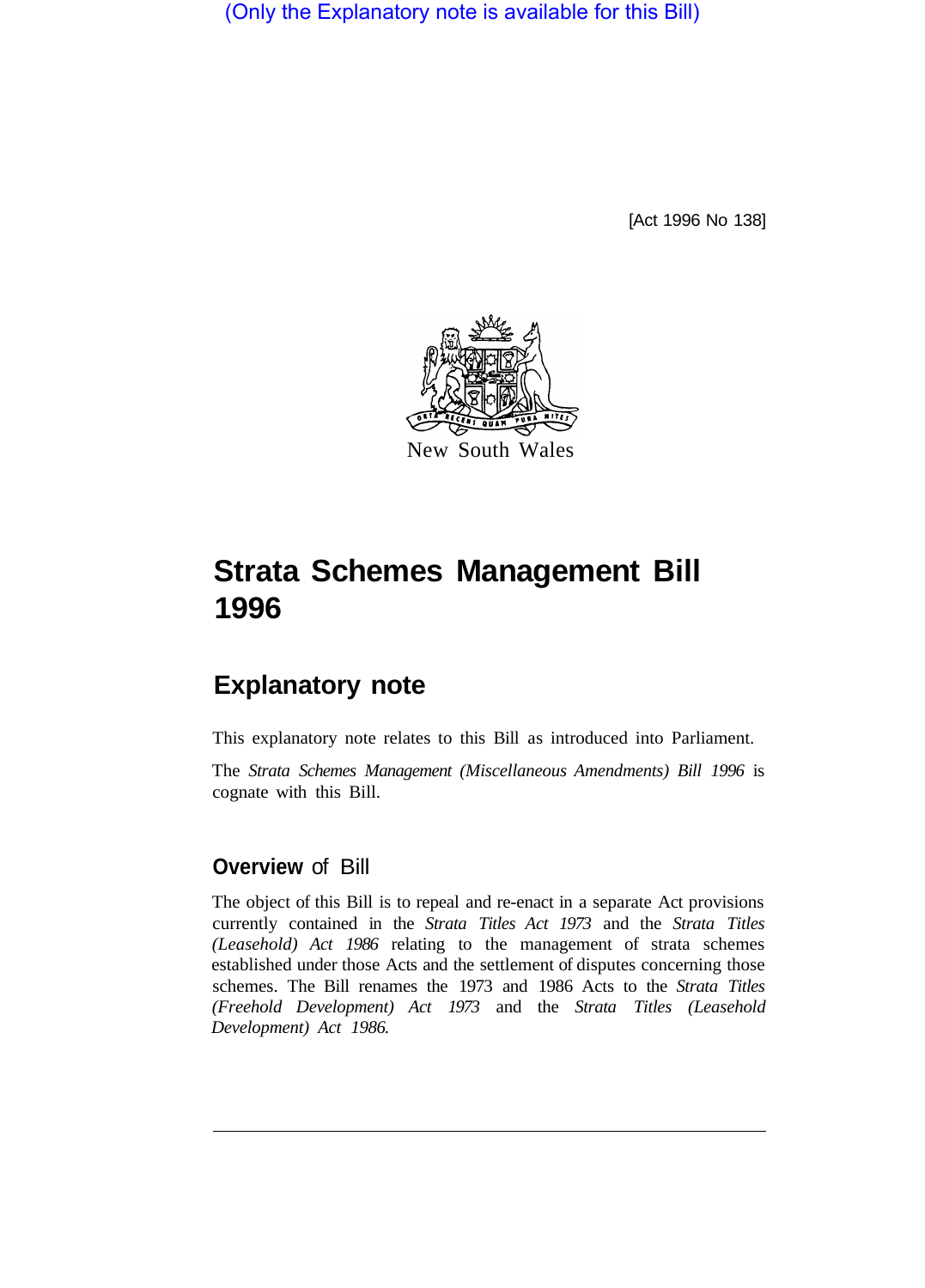(Only the Explanatory note is available for this Bill)

[Act 1996 No 138]

New South Wales

# Strata Schemes Management Bill 1996

## Explanatory note

This explanatory note relates to this Bill as introduced into Parliament.

The *Strata Schemes Management (Miscellaneous Amendments) Bill 1996* is cognate with this Bill.

### Overview of Bill

The object of this Bill is to repeal and re-enact in a separate Act provisions currently contained in the *Strata Titles Act 1973* and the *Strata Titles (Leasehold) Act 1986* relating to the management of strata schemes established under those Acts and the settlement of disputes concerning those schemes. The Bill renames the 1973 and 1986 Acts to the *Strata Titles (Freehold Development) Act 1973* and the *Strata Titles (Leasehold Development) Act 1986.*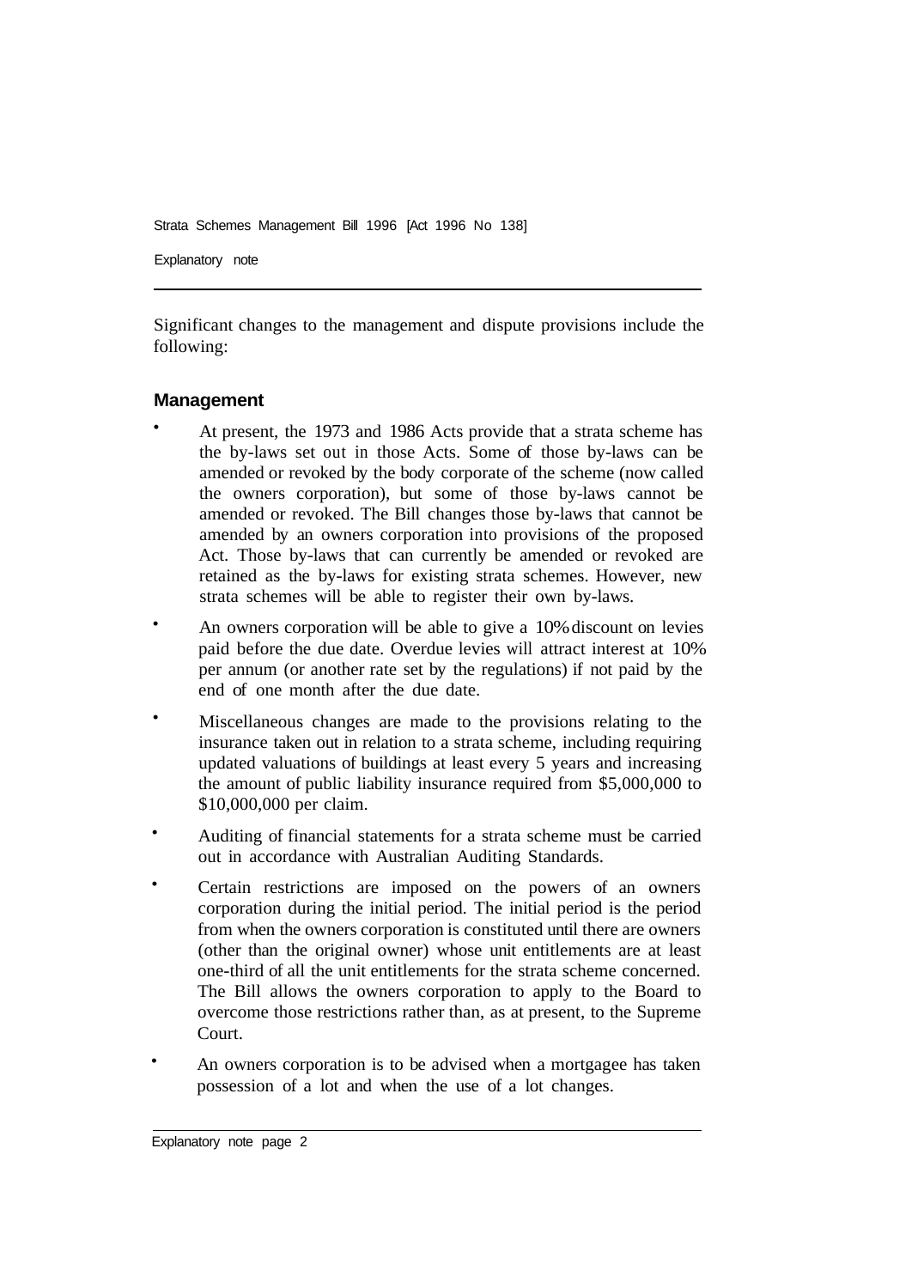Significant changes to the management and dispute provisions include the following:

### Management

- At present, the 1973 and 1986 Acts provide that a strata scheme has the by-laws set out in those Acts. Some of those by-laws can be amended or revoked by the body corporate of the scheme (now called the owners corporation), but some of those by-laws cannot be amended or revoked. The Bill changes those by-laws that cannot be amended by an owners corporation into provisions of the proposed Act. Those by-laws that can currently be amended or revoked are retained as the by-laws for existing strata schemes. However, new strata schemes will be able to register their own by-laws.
- An owners corporation will be able to give a 10% discount on levies paid before the due date. Overdue levies will attract interest at 10% per annum (or another rate set by the regulations) if not paid by the end of one month after the due date.
- Miscellaneous changes are made to the provisions relating to the insurance taken out in relation to a strata scheme, including requiring updated valuations of buildings at least every 5 years and increasing the amount of public liability insurance required from $5,000,000 to $10,000,000 per claim.
- Auditing of financial statements for a strata scheme must be carried out in accordance with Australian Auditing Standards.
- Certain restrictions are imposed on the powers of an owners corporation during the initial period. The initial period is the period from when the owners corporation is constituted until there are owners (other than the original owner) whose unit entitlements are at least one-third of all the unit entitlements for the strata scheme concerned. The Bill allows the owners corporation to apply to the Board to overcome those restrictions rather than, as at present, to the Supreme Court.
- An owners corporation is to be advised when a mortgagee has taken possession of a lot and when the use of a lot changes.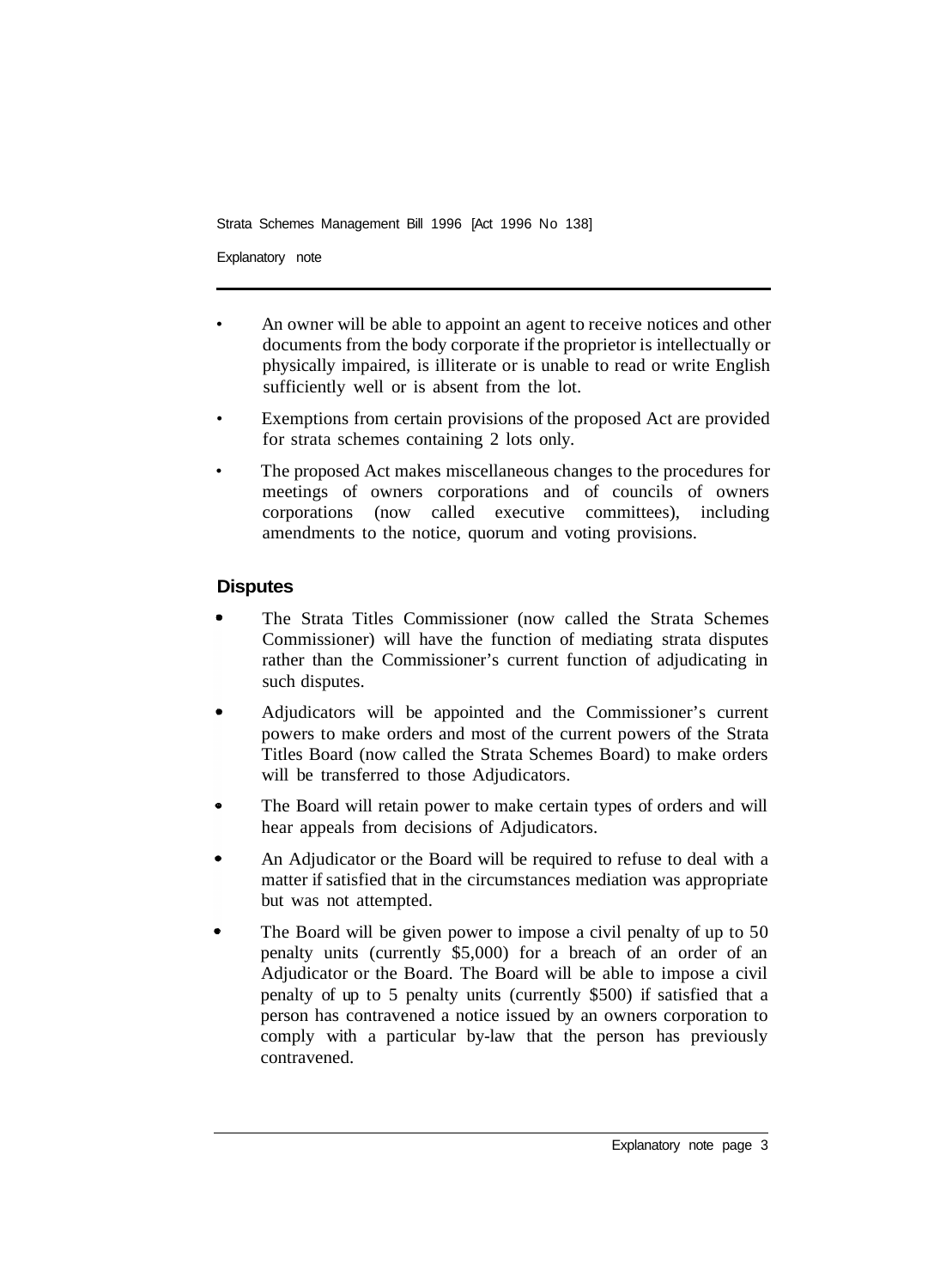- An owner will be able to appoint an agent to receive notices and other documents from the body corporate if the proprietor is intellectually or physically impaired, is illiterate or is unable to read or write English sufficiently well or is absent from the lot.
- Exemptions from certain provisions of the proposed Act are provided for strata schemes containing 2 lots only.
- The proposed Act makes miscellaneous changes to the procedures for meetings of owners corporations and of councils of owners corporations (now called executive committees), including amendments to the notice, quorum and voting provisions.

## Disputes

- The Strata Titles Commissioner (now called the Strata Schemes Commissioner) will have the function of mediating strata disputes rather than the Commissioner's current function of adjudicating in such disputes.
- Adjudicators will be appointed and the Commissioner's current powers to make orders and most of the current powers of the Strata Titles Board (now called the Strata Schemes Board) to make orders will be transferred to those Adjudicators.
- The Board will retain power to make certain types of orders and will hear appeals from decisions of Adjudicators.
- An Adjudicator or the Board will be required to refuse to deal with a matter if satisfied that in the circumstances mediation was appropriate but was not attempted.
- The Board will be given power to impose a civil penalty of up to 50 penalty units (currently $5,000) for a breach of an order of an Adjudicator or the Board. The Board will be able to impose a civil penalty of up to 5 penalty units (currently $500) if satisfied that a person has contravened a notice issued by an owners corporation to comply with a particular by-law that the person has previously contravened.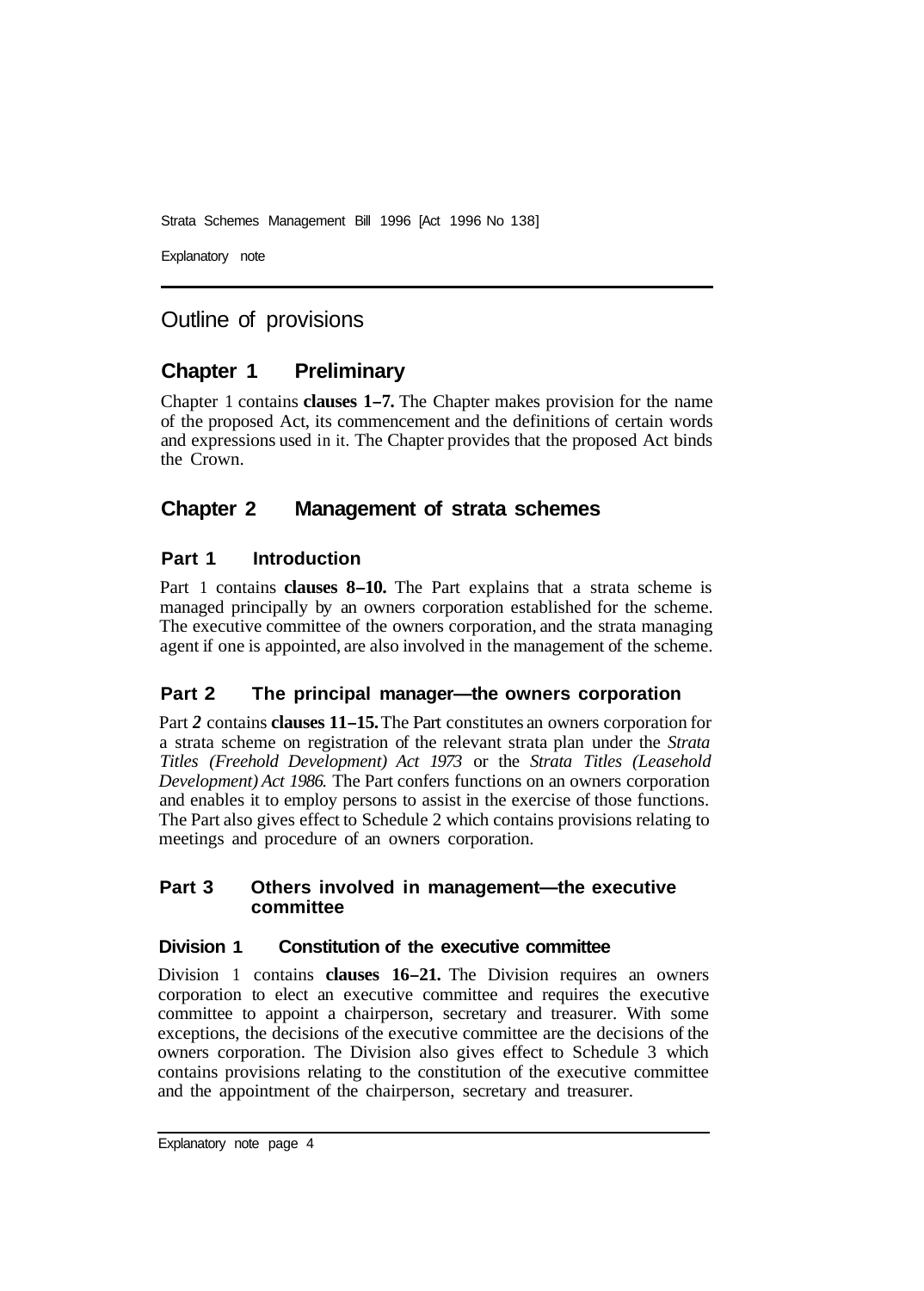## Outline of provisions

### Chapter 1 Preliminary

Chapter 1 contains **clauses 1–7.** The Chapter makes provision for the name of the proposed Act, its commencement and the definitions of certain words and expressions used in it. The Chapter provides that the proposed Act binds the Crown.

### Chapter 2 Management of strata schemes

#### Part 1 Introduction

Part 1 contains **clauses 8–10.** The Part explains that a strata scheme is managed principally by an owners corporation established for the scheme. The executive committee of the owners corporation, and the strata managing agent if one is appointed, are also involved in the management of the scheme.

#### Part 2 The principal manager—the owners corporation

Part *2* contains **clauses 11–15.** The Part constitutes an owners corporation for a strata scheme on registration of the relevant strata plan under the *Strata Titles (Freehold Development) Act 1973* or the *Strata Titles (Leasehold Development) Act 1986.* The Part confers functions on an owners corporation and enables it to employ persons to assist in the exercise of those functions. The Part also gives effect to Schedule 2 which contains provisions relating to meetings and procedure of an owners corporation.

#### Part 3 Others involved in management—the executive committee

##### Division 1 Constitution of the executive committee

Division 1 contains **clauses 16–21.** The Division requires an owners corporation to elect an executive committee and requires the executive committee to appoint a chairperson, secretary and treasurer. With some exceptions, the decisions of the executive committee are the decisions of the owners corporation. The Division also gives effect to Schedule 3 which contains provisions relating to the constitution of the executive committee and the appointment of the chairperson, secretary and treasurer.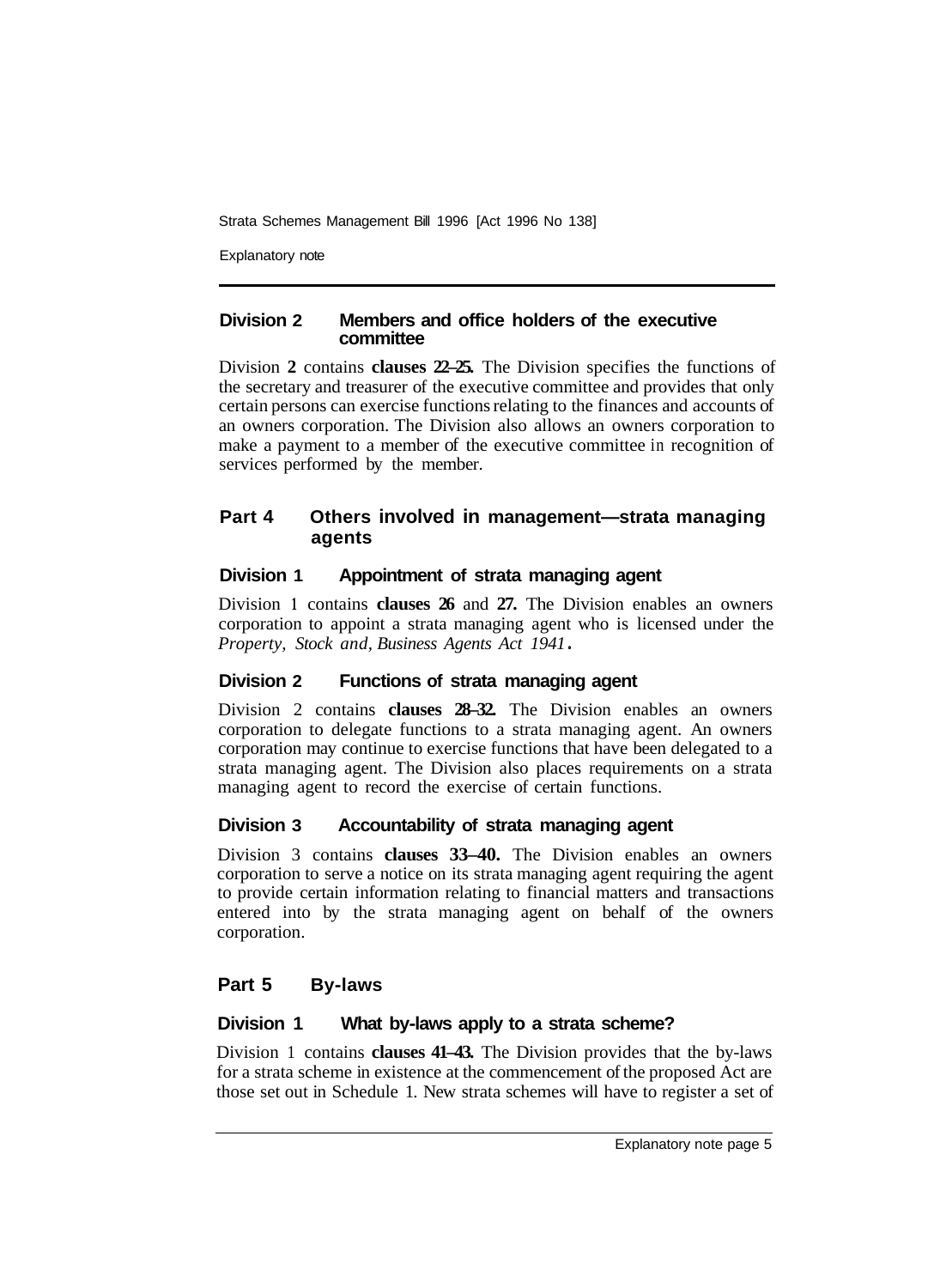### Division 2 Members and office holders of the executive committee

Division **2** contains **clauses 22–25.** The Division specifies the functions of the secretary and treasurer of the executive committee and provides that only certain persons can exercise functions relating to the finances and accounts of an owners corporation. The Division also allows an owners corporation to make a payment to a member of the executive committee in recognition of services performed by the member.

## Part 4 Others involved in management—strata managing agents

### Division 1 Appointment of strata managing agent

Division 1 contains **clauses 26** and **27.** The Division enables an owners corporation to appoint a strata managing agent who is licensed under the *Property, Stock and, Business Agents Act 1941*.

### Division 2 Functions of strata managing agent

Division 2 contains **clauses 28–32.** The Division enables an owners corporation to delegate functions to a strata managing agent. An owners corporation may continue to exercise functions that have been delegated to a strata managing agent. The Division also places requirements on a strata managing agent to record the exercise of certain functions.

### Division 3 Accountability of strata managing agent

Division 3 contains **clauses 33–40.** The Division enables an owners corporation to serve a notice on its strata managing agent requiring the agent to provide certain information relating to financial matters and transactions entered into by the strata managing agent on behalf of the owners corporation.

## Part 5 By-laws

### Division 1 What by-laws apply to a strata scheme?

Division 1 contains **clauses 41–43.** The Division provides that the by-laws for a strata scheme in existence at the commencement of the proposed Act are those set out in Schedule 1. New strata schemes will have to register a set of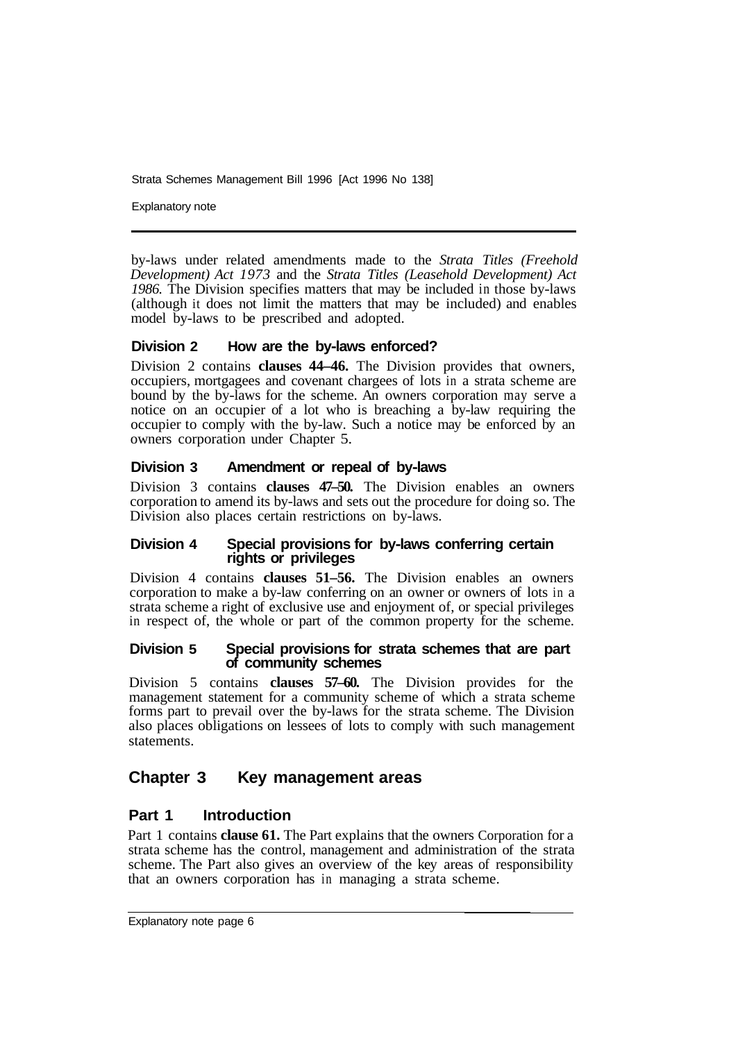by-laws under related amendments made to the *Strata Titles (Freehold Development) Act 1973* and the *Strata Titles (Leasehold Development) Act 1986*. The Division specifies matters that may be included in those by-laws (although it does not limit the matters that may be included) and enables model by-laws to be prescribed and adopted.

### Division 2 How are the by-laws enforced?

Division 2 contains **clauses 44–46.** The Division provides that owners, occupiers, mortgagees and covenant chargees of lots in a strata scheme are bound by the by-laws for the scheme. An owners corporation may serve a notice on an occupier of a lot who is breaching a by-law requiring the occupier to comply with the by-law. Such a notice may be enforced by an owners corporation under Chapter 5.

### Division 3 Amendment or repeal of by-laws

Division 3 contains **clauses 47–50.** The Division enables an owners corporation to amend its by-laws and sets out the procedure for doing so. The Division also places certain restrictions on by-laws.

### Division 4 Special provisions for by-laws conferring certain rights or privileges

Division 4 contains **clauses 51–56.** The Division enables an owners corporation to make a by-law conferring on an owner or owners of lots in a strata scheme a right of exclusive use and enjoyment of, or special privileges in respect of, the whole or part of the common property for the scheme.

### Division 5 Special provisions for strata schemes that are part of community schemes

Division 5 contains **clauses 57–60.** The Division provides for the management statement for a community scheme of which a strata scheme forms part to prevail over the by-laws for the strata scheme. The Division also places obligations on lessees of lots to comply with such management statements.

## Chapter 3 Key management areas

### Part 1 Introduction

Part 1 contains **clause 61.** The Part explains that the owners Corporation for a strata scheme has the control, management and administration of the strata scheme. The Part also gives an overview of the key areas of responsibility that an owners corporation has in managing a strata scheme.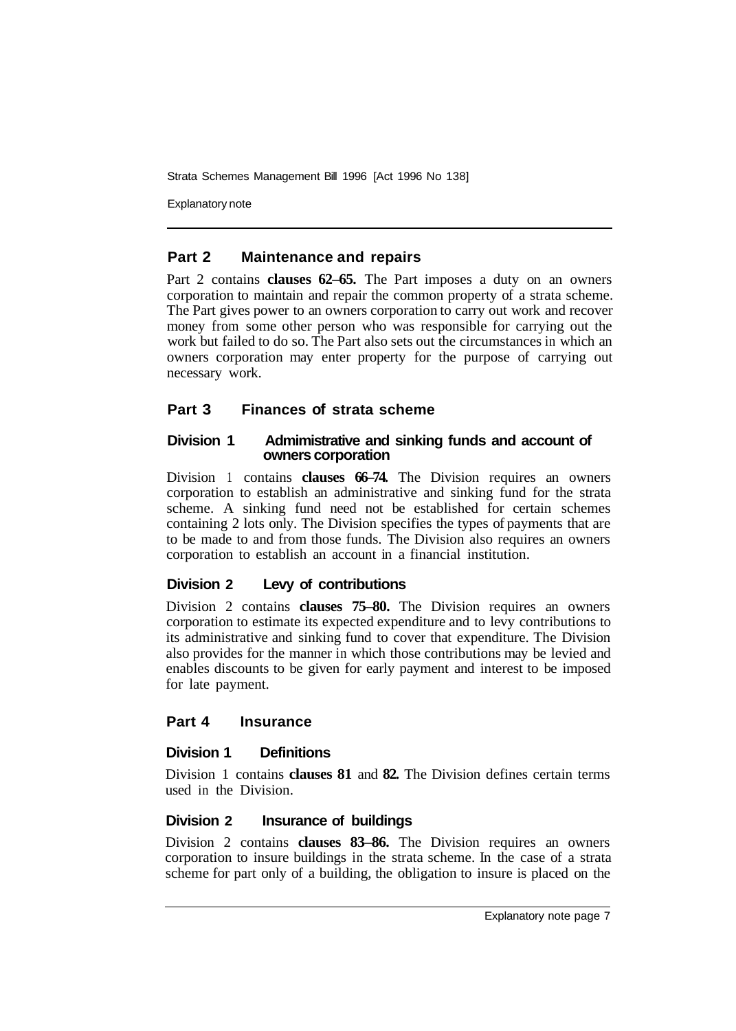## Part 2 Maintenance and repairs

Part 2 contains **clauses 62–65.** The Part imposes a duty on an owners corporation to maintain and repair the common property of a strata scheme. The Part gives power to an owners corporation to carry out work and recover money from some other person who was responsible for carrying out the work but failed to do so. The Part also sets out the circumstances in which an owners corporation may enter property for the purpose of carrying out necessary work.

## Part 3 Finances of strata scheme

### Division 1 Admimistrative and sinking funds and account of owners corporation

Division 1 contains **clauses 66–74.** The Division requires an owners corporation to establish an administrative and sinking fund for the strata scheme. A sinking fund need not be established for certain schemes containing 2 lots only. The Division specifies the types of payments that are to be made to and from those funds. The Division also requires an owners corporation to establish an account in a financial institution.

### Division 2 Levy of contributions

Division 2 contains **clauses 75–80.** The Division requires an owners corporation to estimate its expected expenditure and to levy contributions to its administrative and sinking fund to cover that expenditure. The Division also provides for the manner in which those contributions may be levied and enables discounts to be given for early payment and interest to be imposed for late payment.

## Part 4 Insurance

### Division 1 Definitions

Division 1 contains **clauses 81** and **82.** The Division defines certain terms used in the Division.

### Division 2 Insurance of buildings

Division 2 contains **clauses 83–86.** The Division requires an owners corporation to insure buildings in the strata scheme. In the case of a strata scheme for part only of a building, the obligation to insure is placed on the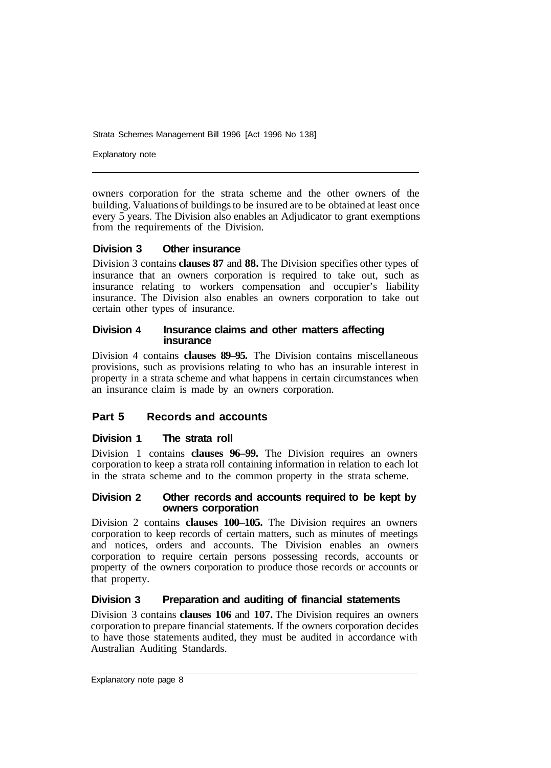owners corporation for the strata scheme and the other owners of the building. Valuations of buildings to be insured are to be obtained at least once every 5 years. The Division also enables an Adjudicator to grant exemptions from the requirements of the Division.

### Division 3 Other insurance

Division 3 contains **clauses 87** and **88.** The Division specifies other types of insurance that an owners corporation is required to take out, such as insurance relating to workers compensation and occupier's liability insurance. The Division also enables an owners corporation to take out certain other types of insurance.

### Division 4 Insurance claims and other matters affecting insurance

Division 4 contains **clauses 89–95.** The Division contains miscellaneous provisions, such as provisions relating to who has an insurable interest in property in a strata scheme and what happens in certain circumstances when an insurance claim is made by an owners corporation.

## Part 5 Records and accounts

### Division 1 The strata roll

Division 1 contains **clauses 96–99.** The Division requires an owners corporation to keep a strata roll containing information in relation to each lot in the strata scheme and to the common property in the strata scheme.

### Division 2 Other records and accounts required to be kept by owners corporation

Division 2 contains **clauses 100–105.** The Division requires an owners corporation to keep records of certain matters, such as minutes of meetings and notices, orders and accounts. The Division enables an owners corporation to require certain persons possessing records, accounts or property of the owners corporation to produce those records or accounts or that property.

### Division 3 Preparation and auditing of financial statements

Division 3 contains **clauses 106** and **107.** The Division requires an owners corporation to prepare financial statements. If the owners corporation decides to have those statements audited, they must be audited in accordance with Australian Auditing Standards.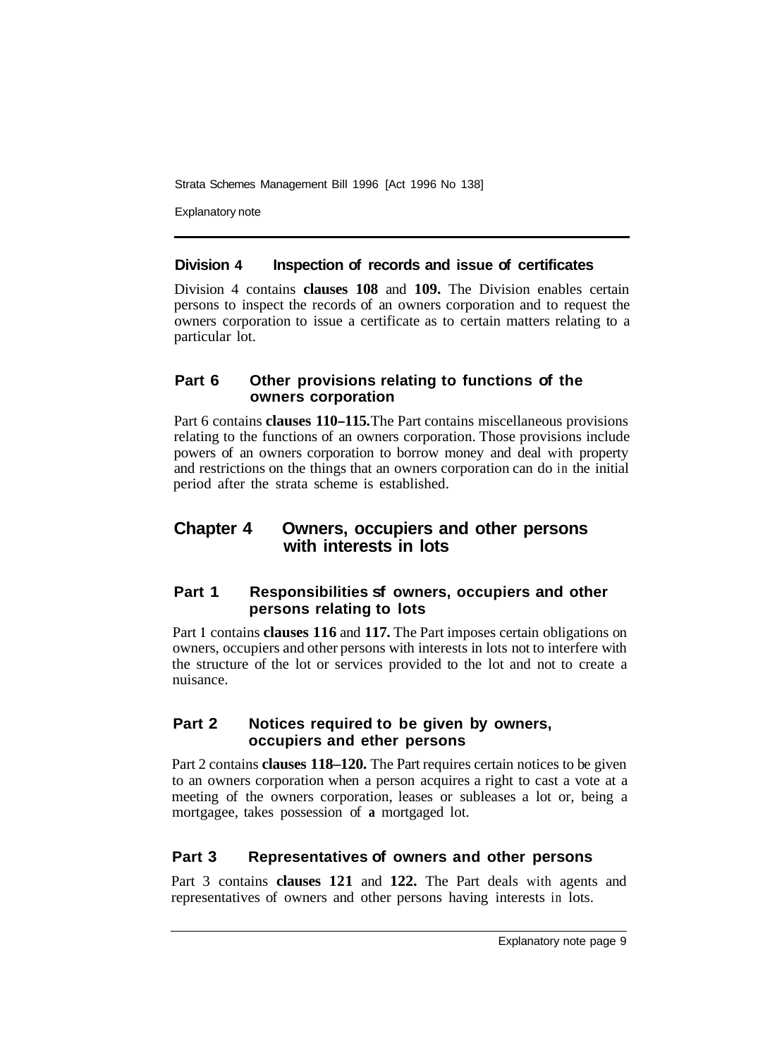### Division 4 Inspection of records and issue of certificates

Division 4 contains **clauses 108** and **109.** The Division enables certain persons to inspect the records of an owners corporation and to request the owners corporation to issue a certificate as to certain matters relating to a particular lot.

### Part 6 Other provisions relating to functions of the owners corporation

Part 6 contains **clauses 110–115.** The Part contains miscellaneous provisions relating to the functions of an owners corporation. Those provisions include powers of an owners corporation to borrow money and deal with property and restrictions on the things that an owners corporation can do in the initial period after the strata scheme is established.

## Chapter 4 Owners, occupiers and other persons with interests in lots

### Part 1 Responsibilities sf owners, occupiers and other persons relating to lots

Part 1 contains **clauses 116** and **117.** The Part imposes certain obligations on owners, occupiers and other persons with interests in lots not to interfere with the structure of the lot or services provided to the lot and not to create a nuisance.

### Part 2 Notices required to be given by owners, occupiers and ether persons

Part 2 contains **clauses 118–120.** The Part requires certain notices to be given to an owners corporation when a person acquires a right to cast a vote at a meeting of the owners corporation, leases or subleases a lot or, being a mortgagee, takes possession of **a** mortgaged lot.

### Part 3 Representatives of owners and other persons

Part 3 contains **clauses 121** and **122.** The Part deals with agents and representatives of owners and other persons having interests in lots.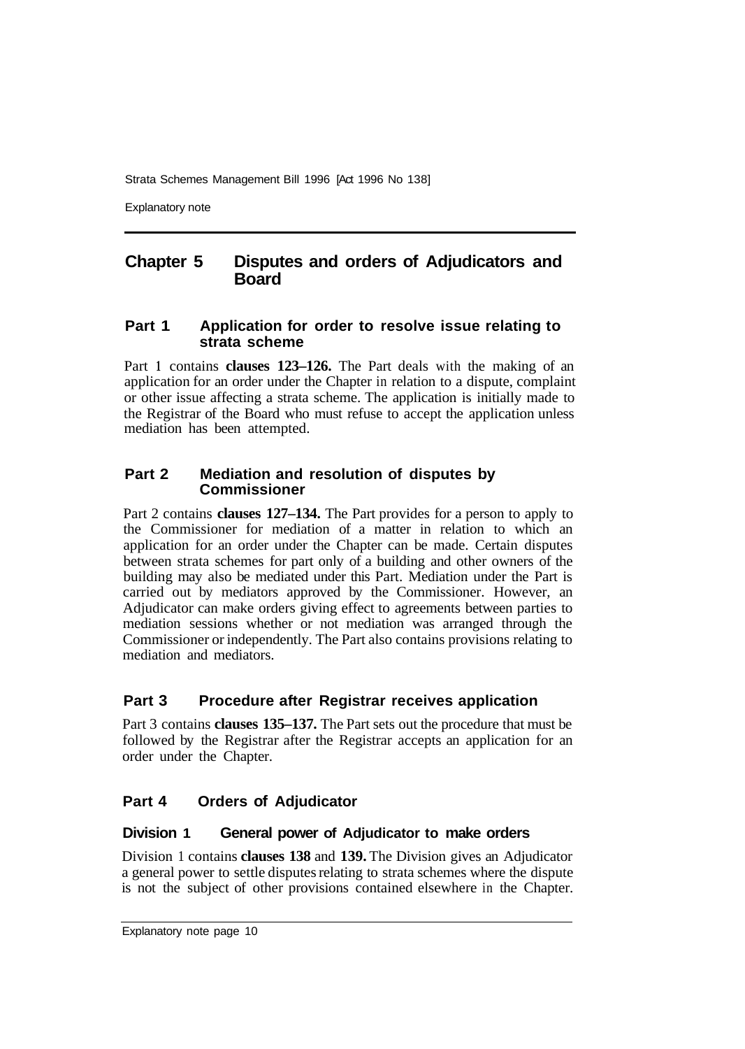## Chapter 5 Disputes and orders of Adjudicators and Board

### Part 1 Application for order to resolve issue relating to strata scheme

Part 1 contains **clauses 123–126.** The Part deals with the making of an application for an order under the Chapter in relation to a dispute, complaint or other issue affecting a strata scheme. The application is initially made to the Registrar of the Board who must refuse to accept the application unless mediation has been attempted.

### Part 2 Mediation and resolution of disputes by Commissioner

Part 2 contains **clauses 127–134.** The Part provides for a person to apply to the Commissioner for mediation of a matter in relation to which an application for an order under the Chapter can be made. Certain disputes between strata schemes for part only of a building and other owners of the building may also be mediated under this Part. Mediation under the Part is carried out by mediators approved by the Commissioner. However, an Adjudicator can make orders giving effect to agreements between parties to mediation sessions whether or not mediation was arranged through the Commissioner or independently. The Part also contains provisions relating to mediation and mediators.

### Part 3 Procedure after Registrar receives application

Part 3 contains **clauses 135–137.** The Part sets out the procedure that must be followed by the Registrar after the Registrar accepts an application for an order under the Chapter.

### Part 4 Orders of Adjudicator

#### Division 1 General power of Adjudicator to make orders

Division 1 contains **clauses 138** and **139.** The Division gives an Adjudicator a general power to settle disputes relating to strata schemes where the dispute is not the subject of other provisions contained elsewhere in the Chapter.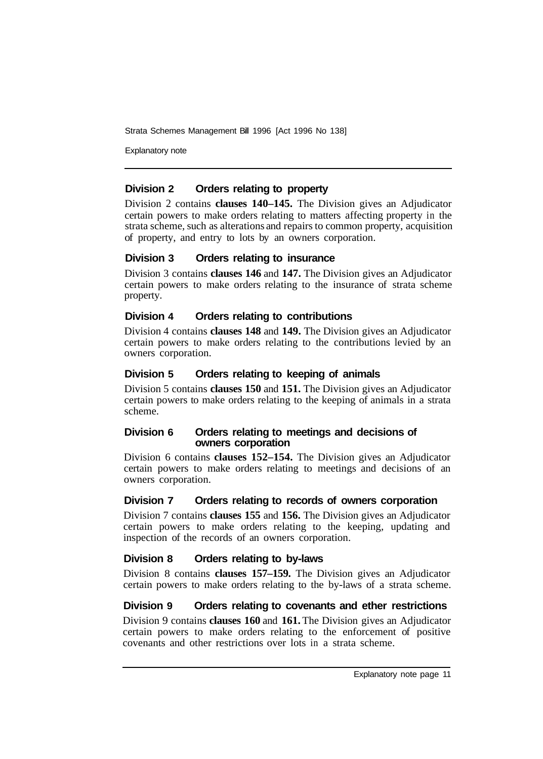### Division 2 Orders relating to property

Division 2 contains **clauses 140–145.** The Division gives an Adjudicator certain powers to make orders relating to matters affecting property in the strata scheme, such as alterations and repairs to common property, acquisition of property, and entry to lots by an owners corporation.

### Division 3 Orders relating to insurance

Division 3 contains **clauses 146** and **147.** The Division gives an Adjudicator certain powers to make orders relating to the insurance of strata scheme property.

### Division 4 Orders relating to contributions

Division 4 contains **clauses 148** and **149.** The Division gives an Adjudicator certain powers to make orders relating to the contributions levied by an owners corporation.

### Division 5 Orders relating to keeping of animals

Division 5 contains **clauses 150** and **151.** The Division gives an Adjudicator certain powers to make orders relating to the keeping of animals in a strata scheme.

### Division 6 Orders relating to meetings and decisions of owners corporation

Division 6 contains **clauses 152–154.** The Division gives an Adjudicator certain powers to make orders relating to meetings and decisions of an owners corporation.

### Division 7 Orders relating to records of owners corporation

Division 7 contains **clauses 155** and **156.** The Division gives an Adjudicator certain powers to make orders relating to the keeping, updating and inspection of the records of an owners corporation.

### Division 8 Orders relating to by-laws

Division 8 contains **clauses 157–159.** The Division gives an Adjudicator certain powers to make orders relating to the by-laws of a strata scheme.

### Division 9 Orders relating to covenants and ether restrictions

Division 9 contains **clauses 160** and **161.** The Division gives an Adjudicator certain powers to make orders relating to the enforcement of positive covenants and other restrictions over lots in a strata scheme.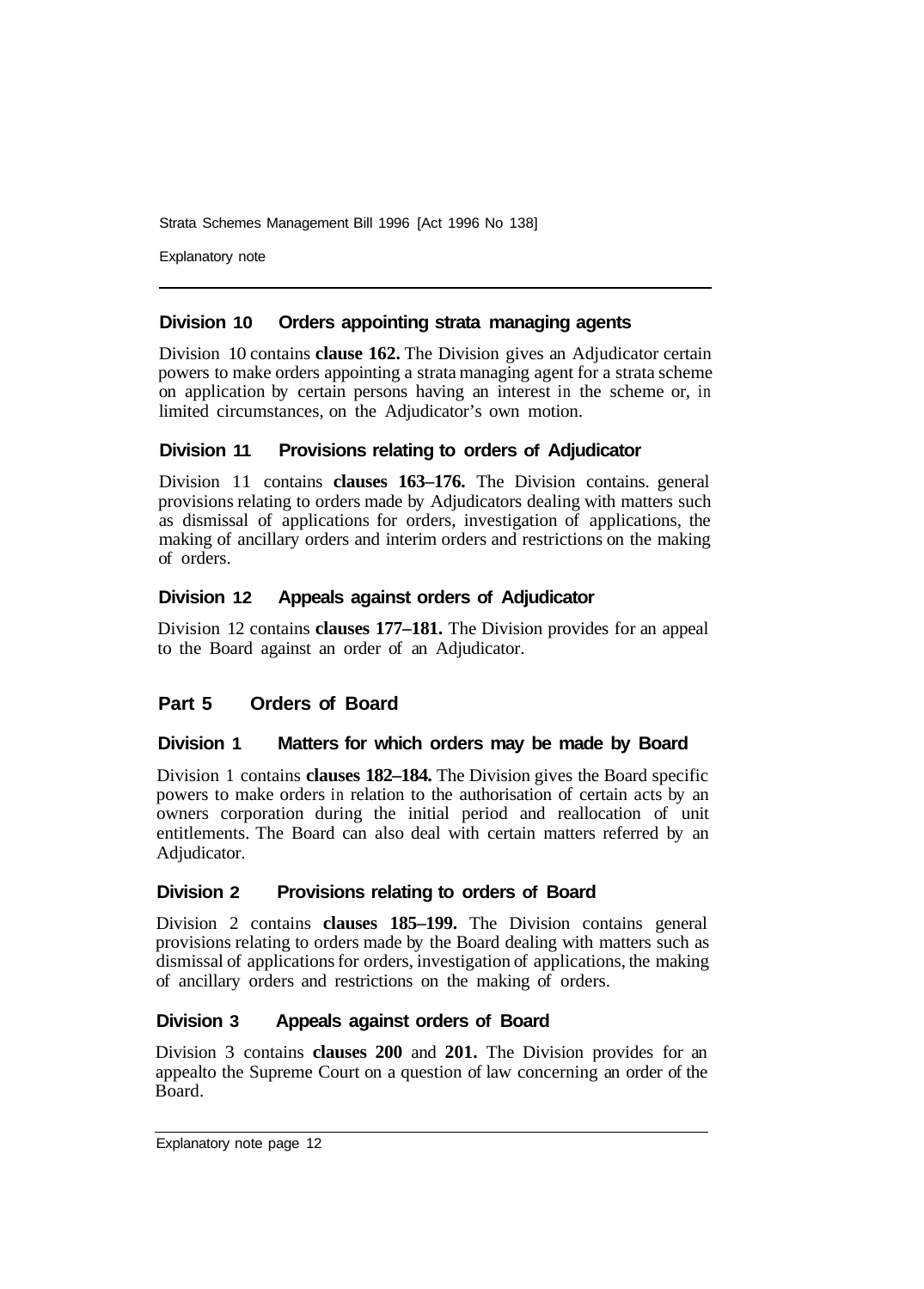### Division 10 Orders appointing strata managing agents

Division 10 contains **clause 162.** The Division gives an Adjudicator certain powers to make orders appointing a strata managing agent for a strata scheme on application by certain persons having an interest in the scheme or, in limited circumstances, on the Adjudicator's own motion.

### Division 11 Provisions relating to orders of Adjudicator

Division 11 contains **clauses 163–176.** The Division contains. general provisions relating to orders made by Adjudicators dealing with matters such as dismissal of applications for orders, investigation of applications, the making of ancillary orders and interim orders and restrictions on the making of orders.

### Division 12 Appeals against orders of Adjudicator

Division 12 contains **clauses 177–181.** The Division provides for an appeal to the Board against an order of an Adjudicator.

## Part 5 Orders of Board

### Division 1 Matters for which orders may be made by Board

Division 1 contains **clauses 182–184.** The Division gives the Board specific powers to make orders in relation to the authorisation of certain acts by an owners corporation during the initial period and reallocation of unit entitlements. The Board can also deal with certain matters referred by an Adjudicator.

### Division 2 Provisions relating to orders of Board

Division 2 contains **clauses 185–199.** The Division contains general provisions relating to orders made by the Board dealing with matters such as dismissal of applications for orders, investigation of applications, the making of ancillary orders and restrictions on the making of orders.

### Division 3 Appeals against orders of Board

Division 3 contains **clauses 200** and **201.** The Division provides for an appealto the Supreme Court on a question of law concerning an order of the Board.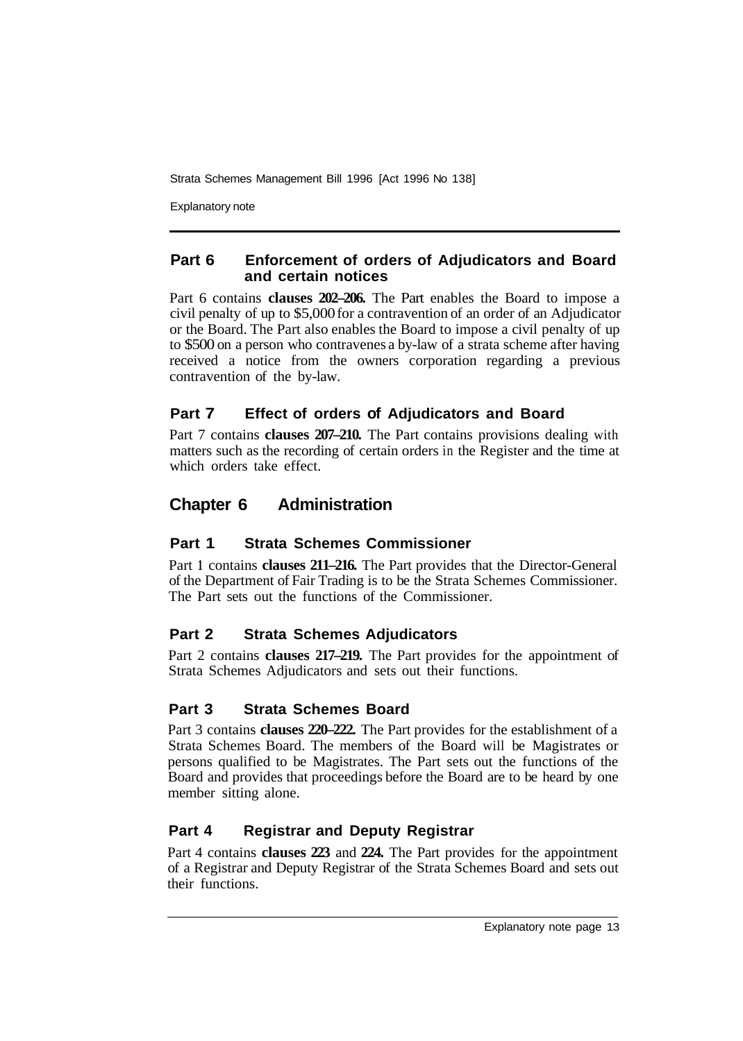### Part 6 Enforcement of orders of Adjudicators and Board and certain notices

Part 6 contains **clauses 202–206.** The Part enables the Board to impose a civil penalty of up to $5,000 for a contravention of an order of an Adjudicator or the Board. The Part also enables the Board to impose a civil penalty of up to $500 on a person who contravenes a by-law of a strata scheme after having received a notice from the owners corporation regarding a previous contravention of the by-law.

### Part 7 Effect of orders of Adjudicators and Board

Part 7 contains **clauses 207–210.** The Part contains provisions dealing with matters such as the recording of certain orders in the Register and the time at which orders take effect.

## Chapter 6 Administration

### Part 1 Strata Schemes Commissioner

Part 1 contains **clauses 211–216.** The Part provides that the Director-General of the Department of Fair Trading is to be the Strata Schemes Commissioner. The Part sets out the functions of the Commissioner.

### Part 2 Strata Schemes Adjudicators

Part 2 contains **clauses 217–219.** The Part provides for the appointment of Strata Schemes Adjudicators and sets out their functions.

### Part 3 Strata Schemes Board

Part 3 contains **clauses 220–222.** The Part provides for the establishment of a Strata Schemes Board. The members of the Board will be Magistrates or persons qualified to be Magistrates. The Part sets out the functions of the Board and provides that proceedings before the Board are to be heard by one member sitting alone.

### Part 4 Registrar and Deputy Registrar

Part 4 contains **clauses 223** and **224.** The Part provides for the appointment of a Registrar and Deputy Registrar of the Strata Schemes Board and sets out their functions.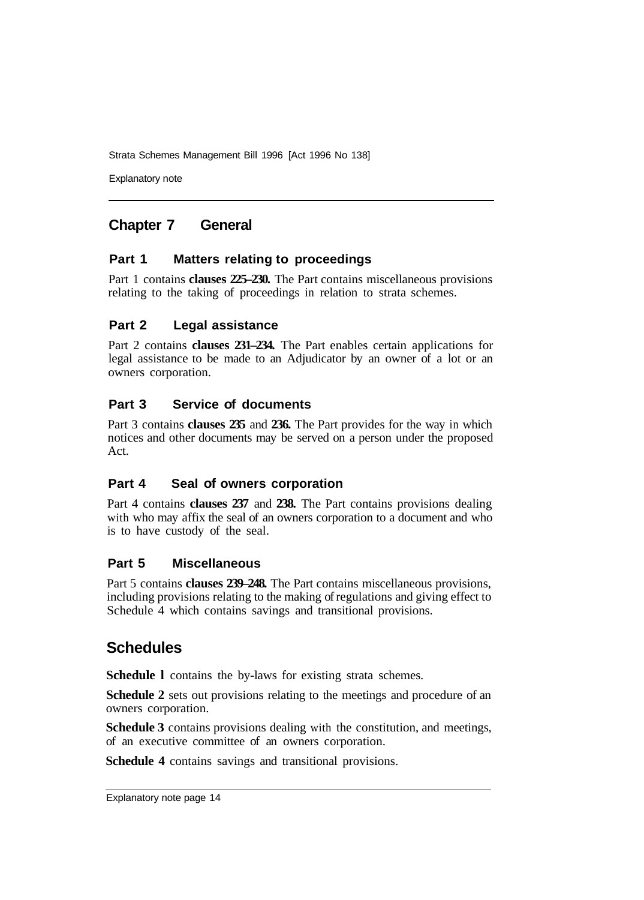## Chapter 7 General

### Part 1 Matters relating to proceedings

Part 1 contains **clauses 225–230.** The Part contains miscellaneous provisions relating to the taking of proceedings in relation to strata schemes.

### Part 2 Legal assistance

Part 2 contains **clauses 231–234.** The Part enables certain applications for legal assistance to be made to an Adjudicator by an owner of a lot or an owners corporation.

### Part 3 Service of documents

Part 3 contains **clauses 235** and **236.** The Part provides for the way in which notices and other documents may be served on a person under the proposed Act.

### Part 4 Seal of owners corporation

Part 4 contains **clauses 237** and **238.** The Part contains provisions dealing with who may affix the seal of an owners corporation to a document and who is to have custody of the seal.

### Part 5 Miscellaneous

Part 5 contains **clauses 239–248.** The Part contains miscellaneous provisions, including provisions relating to the making of regulations and giving effect to Schedule 4 which contains savings and transitional provisions.

## Schedules

**Schedule 1** contains the by-laws for existing strata schemes.

**Schedule 2** sets out provisions relating to the meetings and procedure of an owners corporation.

**Schedule 3** contains provisions dealing with the constitution, and meetings, of an executive committee of an owners corporation.

**Schedule 4** contains savings and transitional provisions.